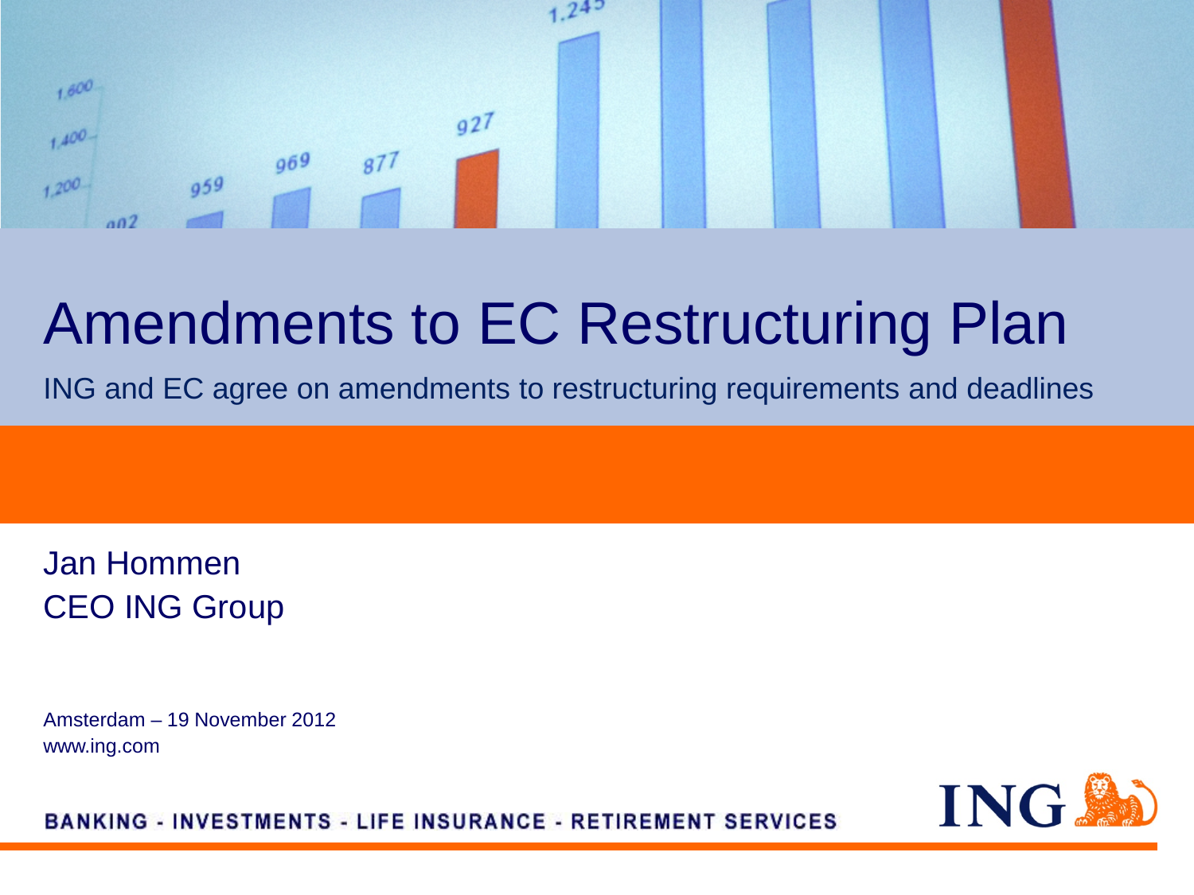# Amendments to EC Restructuring Plan

ING and EC agree on amendments to restructuring requirements and deadlines

Jan Hommen
CEO ING Group

Amsterdam – 19 November 2012
www.ing.com

BANKING - INVESTMENTS - LIFE INSURANCE - RETIREMENT SERVICES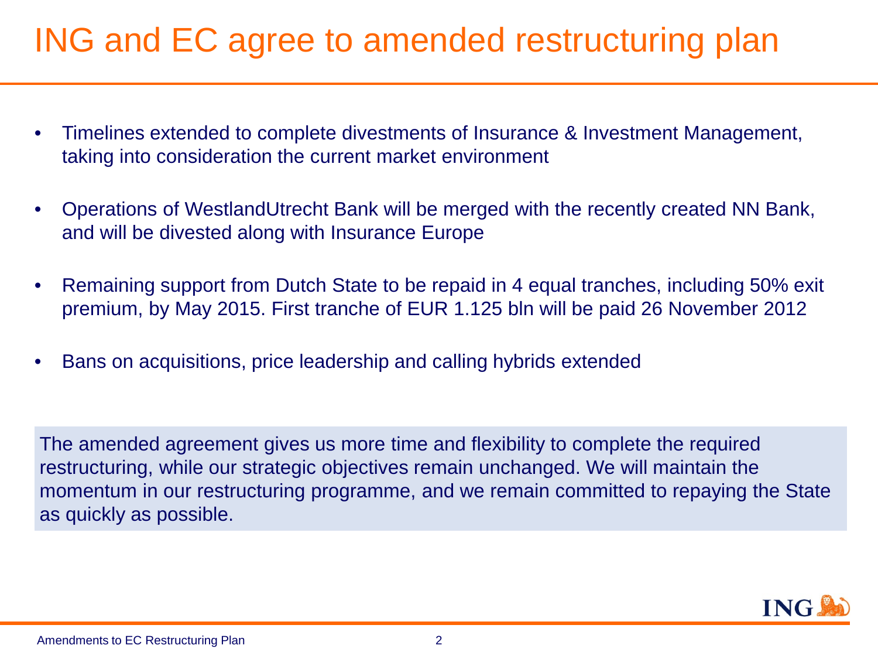# ING and EC agree to amended restructuring plan

- Timelines extended to complete divestments of Insurance & Investment Management, taking into consideration the current market environment
- Operations of WestlandUtrecht Bank will be merged with the recently created NN Bank, and will be divested along with Insurance Europe
- Remaining support from Dutch State to be repaid in 4 equal tranches, including 50% exit premium, by May 2015. First tranche of EUR 1.125 bln will be paid 26 November 2012
- Bans on acquisitions, price leadership and calling hybrids extended

The amended agreement gives us more time and flexibility to complete the required restructuring, while our strategic objectives remain unchanged. We will maintain the momentum in our restructuring programme, and we remain committed to repaying the State as quickly as possible.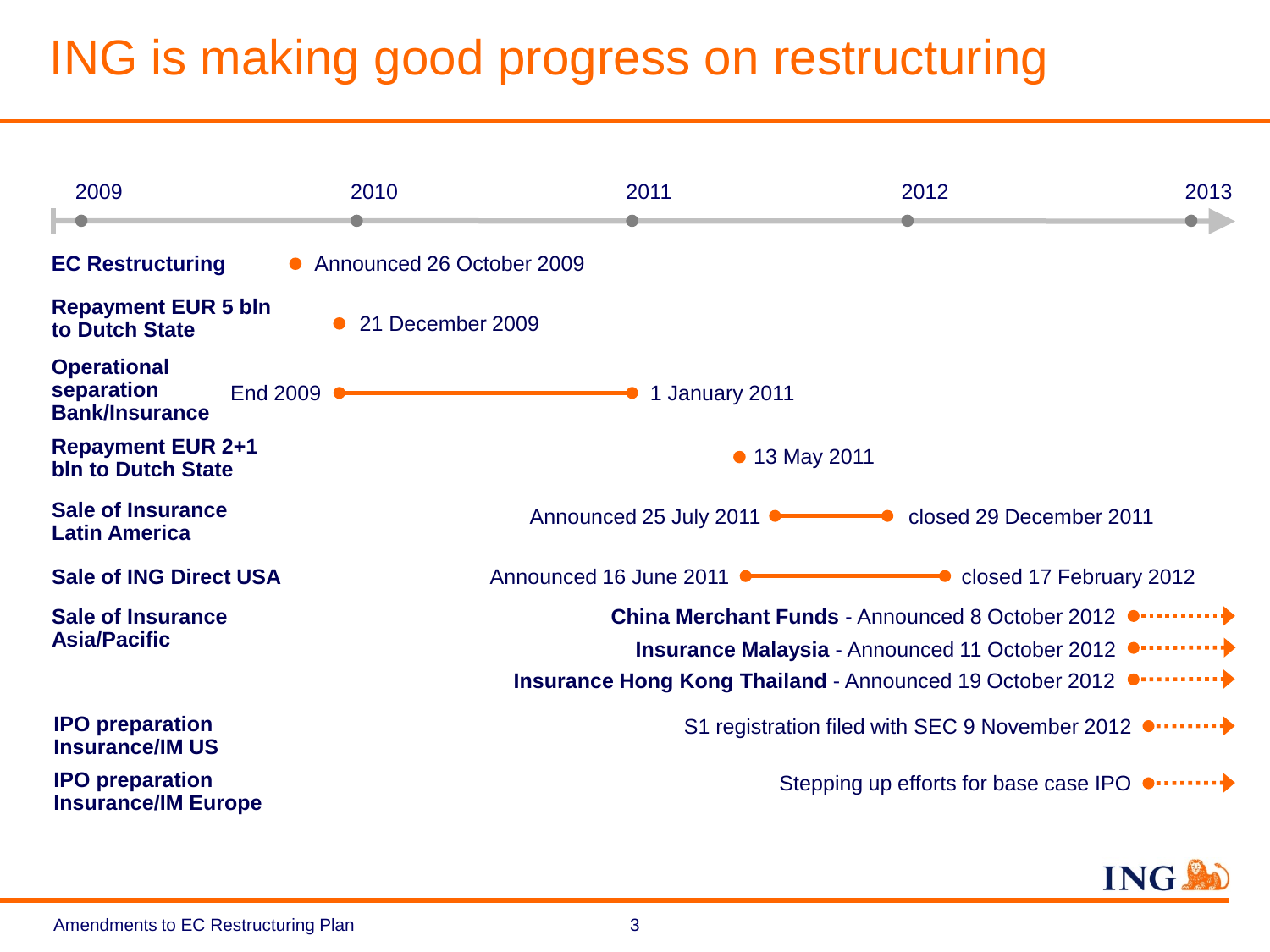# ING is making good progress on restructuring

Timeline: 2009 – 2010 – 2011 – 2012 – 2013

| Item | Timeline |
|---|---|
| **EC Restructuring** | Announced 26 October 2009 |
| **Repayment EUR 5 bln to Dutch State** | 21 December 2009 |
| **Operational separation Bank/Insurance** | End 2009 – 1 January 2011 |
| **Repayment EUR 2+1 bln to Dutch State** | 13 May 2011 |
| **Sale of Insurance Latin America** | Announced 25 July 2011 – closed 29 December 2011 |
| **Sale of ING Direct USA** | Announced 16 June 2011 – closed 17 February 2012 |
| **Sale of Insurance Asia/Pacific** | **China Merchant Funds** - Announced 8 October 2012<br>**Insurance Malaysia** - Announced 11 October 2012<br>**Insurance Hong Kong Thailand** - Announced 19 October 2012 |
| **IPO preparation Insurance/IM US** | S1 registration filed with SEC 9 November 2012 |
| **IPO preparation Insurance/IM Europe** | Stepping up efforts for base case IPO |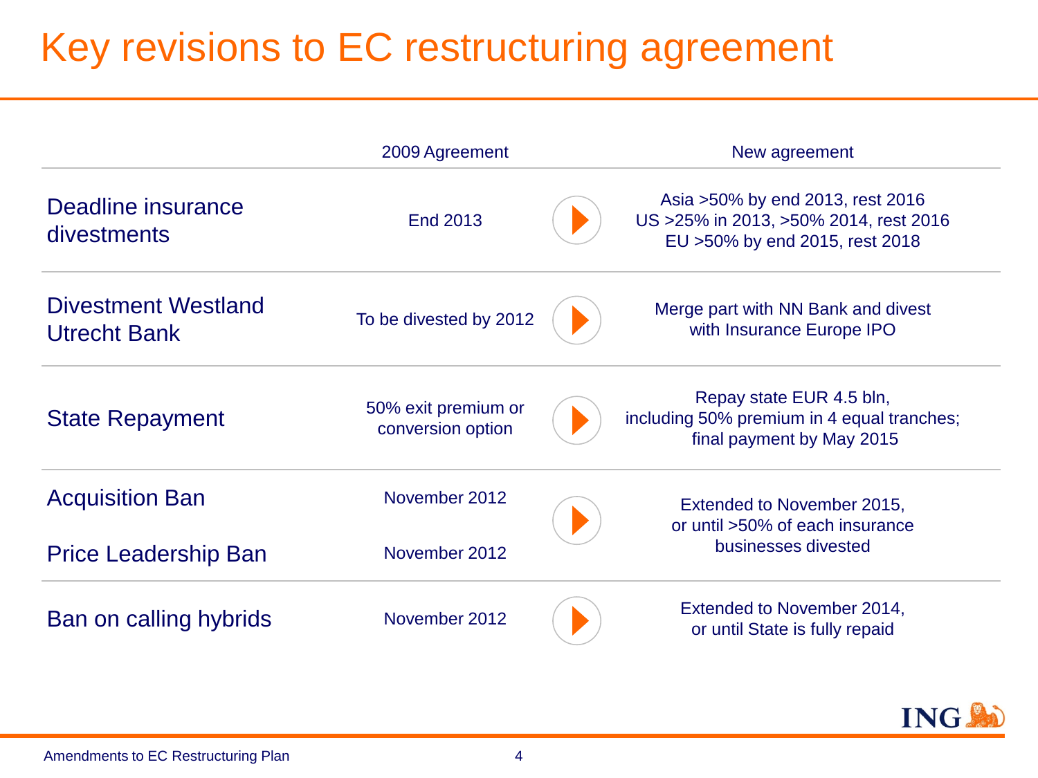# Key revisions to EC restructuring agreement

| | 2009 Agreement | New agreement |
|---|---|---|
| Deadline insurance divestments | End 2013 | Asia >50% by end 2013, rest 2016<br>US >25% in 2013, >50% 2014, rest 2016<br>EU >50% by end 2015, rest 2018 |
| Divestment Westland Utrecht Bank | To be divested by 2012 | Merge part with NN Bank and divest with Insurance Europe IPO |
| State Repayment | 50% exit premium or conversion option | Repay state EUR 4.5 bln, including 50% premium in 4 equal tranches; final payment by May 2015 |
| Acquisition Ban | November 2012 | Extended to November 2015, or until >50% of each insurance businesses divested |
| Price Leadership Ban | November 2012 | |
| Ban on calling hybrids | November 2012 | Extended to November 2014, or until State is fully repaid |

Amendments to EC Restructuring Plan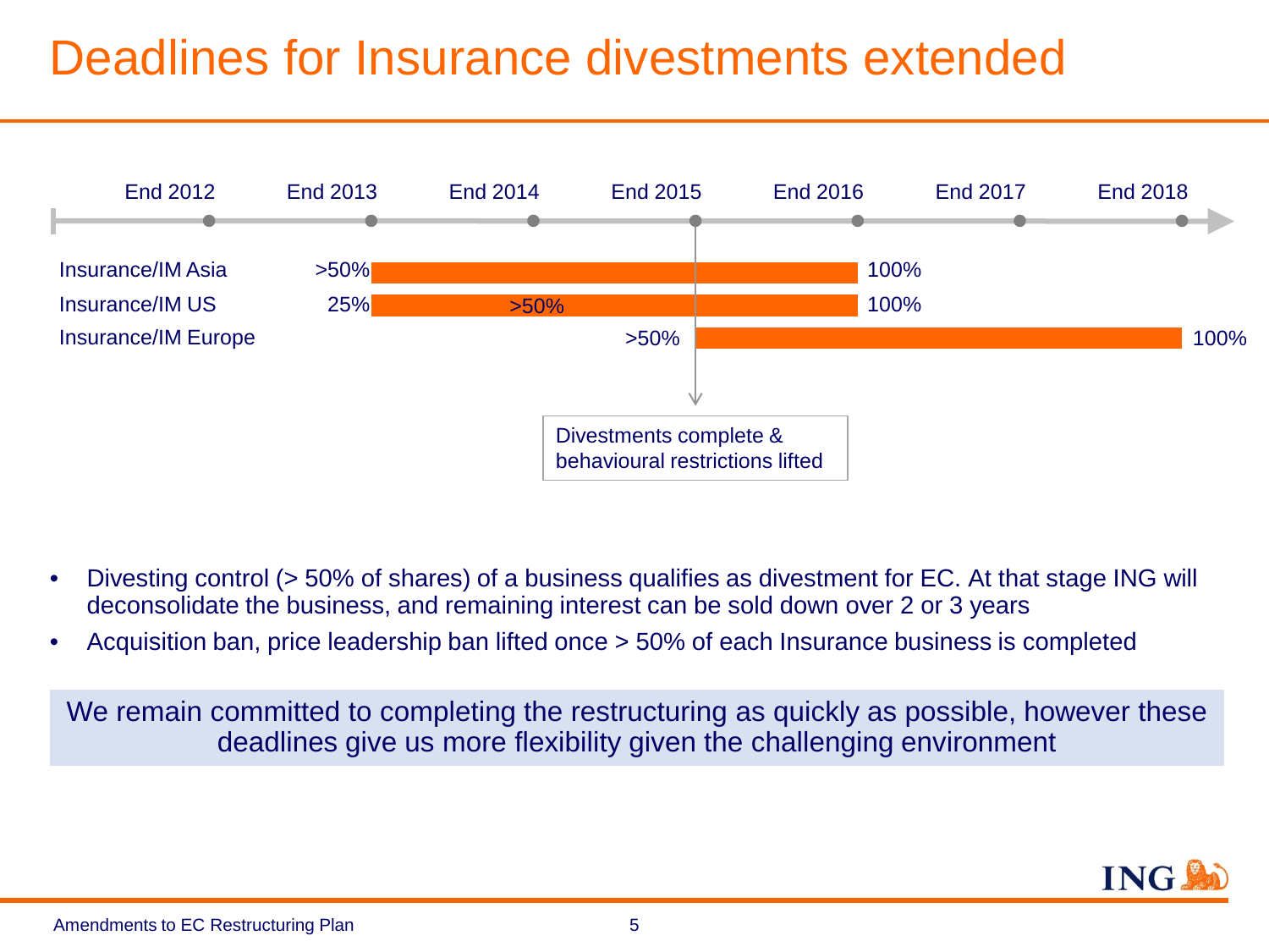# Deadlines for Insurance divestments extended

| | End 2012 | End 2013 | End 2014 | End 2015 | End 2016 | End 2017 | End 2018 |
|---|---|---|---|---|---|---|---|
| Insurance/IM Asia | | >50% | | | 100% | | |
| Insurance/IM US | | 25% | >50% | | 100% | | |
| Insurance/IM Europe | | | | >50% | | | 100% |

End 2015: Divestments complete & behavioural restrictions lifted

- Divesting control (> 50% of shares) of a business qualifies as divestment for EC. At that stage ING will deconsolidate the business, and remaining interest can be sold down over 2 or 3 years
- Acquisition ban, price leadership ban lifted once > 50% of each Insurance business is completed

We remain committed to completing the restructuring as quickly as possible, however these deadlines give us more flexibility given the challenging environment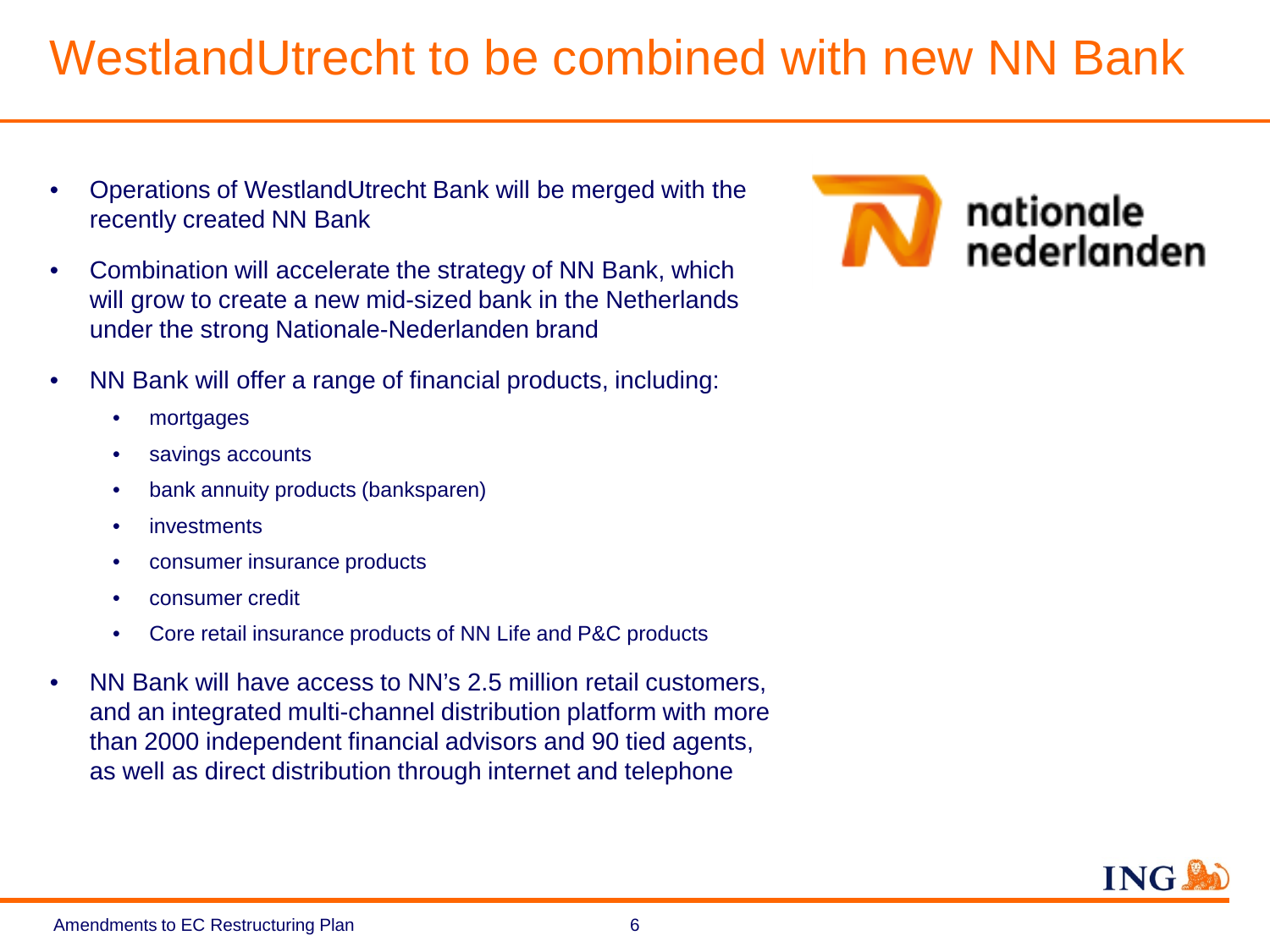# WestlandUtrecht to be combined with new NN Bank

- Operations of WestlandUtrecht Bank will be merged with the recently created NN Bank
- Combination will accelerate the strategy of NN Bank, which will grow to create a new mid-sized bank in the Netherlands under the strong Nationale-Nederlanden brand
- NN Bank will offer a range of financial products, including:
  - mortgages
  - savings accounts
  - bank annuity products (banksparen)
  - investments
  - consumer insurance products
  - consumer credit
  - Core retail insurance products of NN Life and P&C products
- NN Bank will have access to NN's 2.5 million retail customers, and an integrated multi-channel distribution platform with more than 2000 independent financial advisors and 90 tied agents, as well as direct distribution through internet and telephone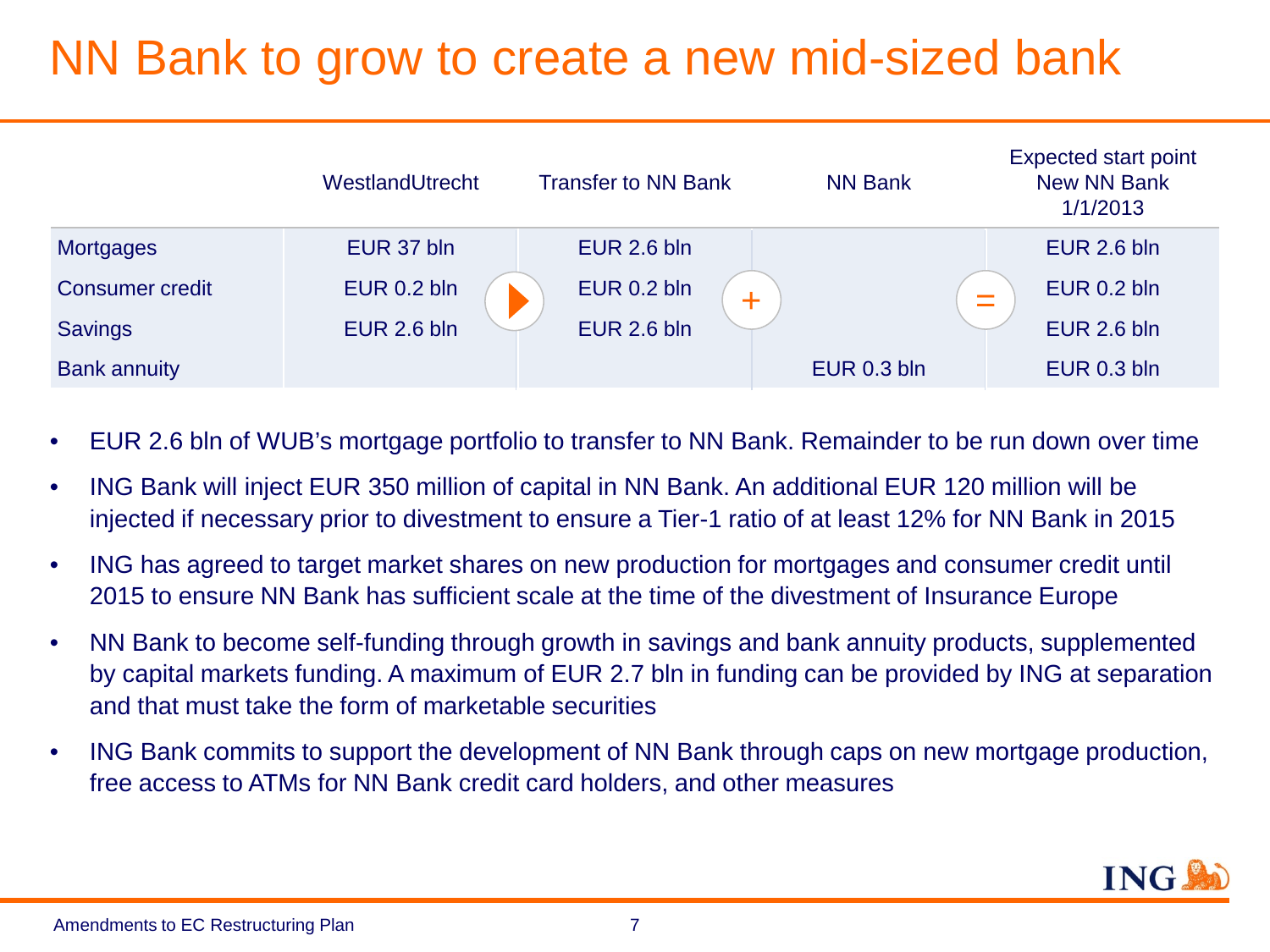# NN Bank to grow to create a new mid-sized bank

| | WestlandUtrecht | Transfer to NN Bank | NN Bank | Expected start point New NN Bank 1/1/2013 |
|---|---|---|---|---|
| Mortgages | EUR 37 bln | EUR 2.6 bln | | EUR 2.6 bln |
| Consumer credit | EUR 0.2 bln | EUR 0.2 bln | | EUR 0.2 bln |
| Savings | EUR 2.6 bln | EUR 2.6 bln | | EUR 2.6 bln |
| Bank annuity | | | EUR 0.3 bln | EUR 0.3 bln |

- EUR 2.6 bln of WUB's mortgage portfolio to transfer to NN Bank. Remainder to be run down over time
- ING Bank will inject EUR 350 million of capital in NN Bank. An additional EUR 120 million will be injected if necessary prior to divestment to ensure a Tier-1 ratio of at least 12% for NN Bank in 2015
- ING has agreed to target market shares on new production for mortgages and consumer credit until 2015 to ensure NN Bank has sufficient scale at the time of the divestment of Insurance Europe
- NN Bank to become self-funding through growth in savings and bank annuity products, supplemented by capital markets funding. A maximum of EUR 2.7 bln in funding can be provided by ING at separation and that must take the form of marketable securities
- ING Bank commits to support the development of NN Bank through caps on new mortgage production, free access to ATMs for NN Bank credit card holders, and other measures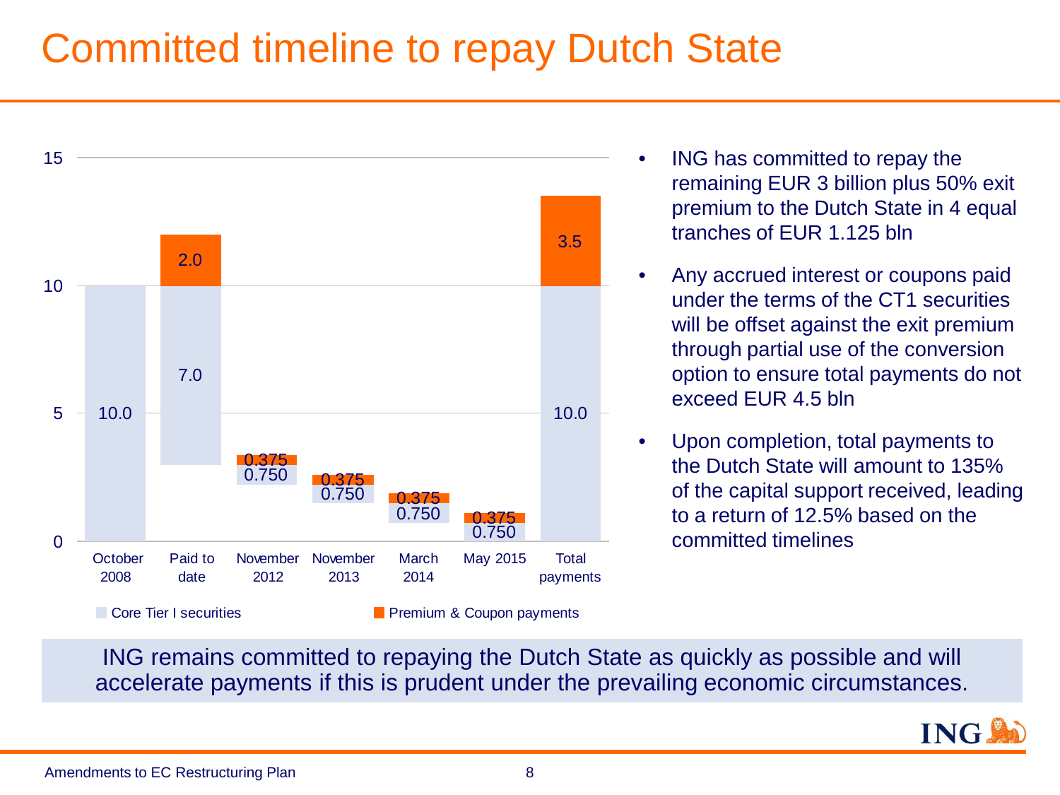# Committed timeline to repay Dutch State

| | October 2008 | Paid to date | November 2012 | November 2013 | March 2014 | May 2015 | Total payments |
|---|---|---|---|---|---|---|---|
| Core Tier I securities | 10.0 | 7.0 | 0.750 | 0.750 | 0.750 | 0.750 | 10.0 |
| Premium & Coupon payments | | 2.0 | 0.375 | 0.375 | 0.375 | 0.375 | 3.5 |

- ING has committed to repay the remaining EUR 3 billion plus 50% exit premium to the Dutch State in 4 equal tranches of EUR 1.125 bln
- Any accrued interest or coupons paid under the terms of the CT1 securities will be offset against the exit premium through partial use of the conversion option to ensure total payments do not exceed EUR 4.5 bln
- Upon completion, total payments to the Dutch State will amount to 135% of the capital support received, leading to a return of 12.5% based on the committed timelines

ING remains committed to repaying the Dutch State as quickly as possible and will accelerate payments if this is prudent under the prevailing economic circumstances.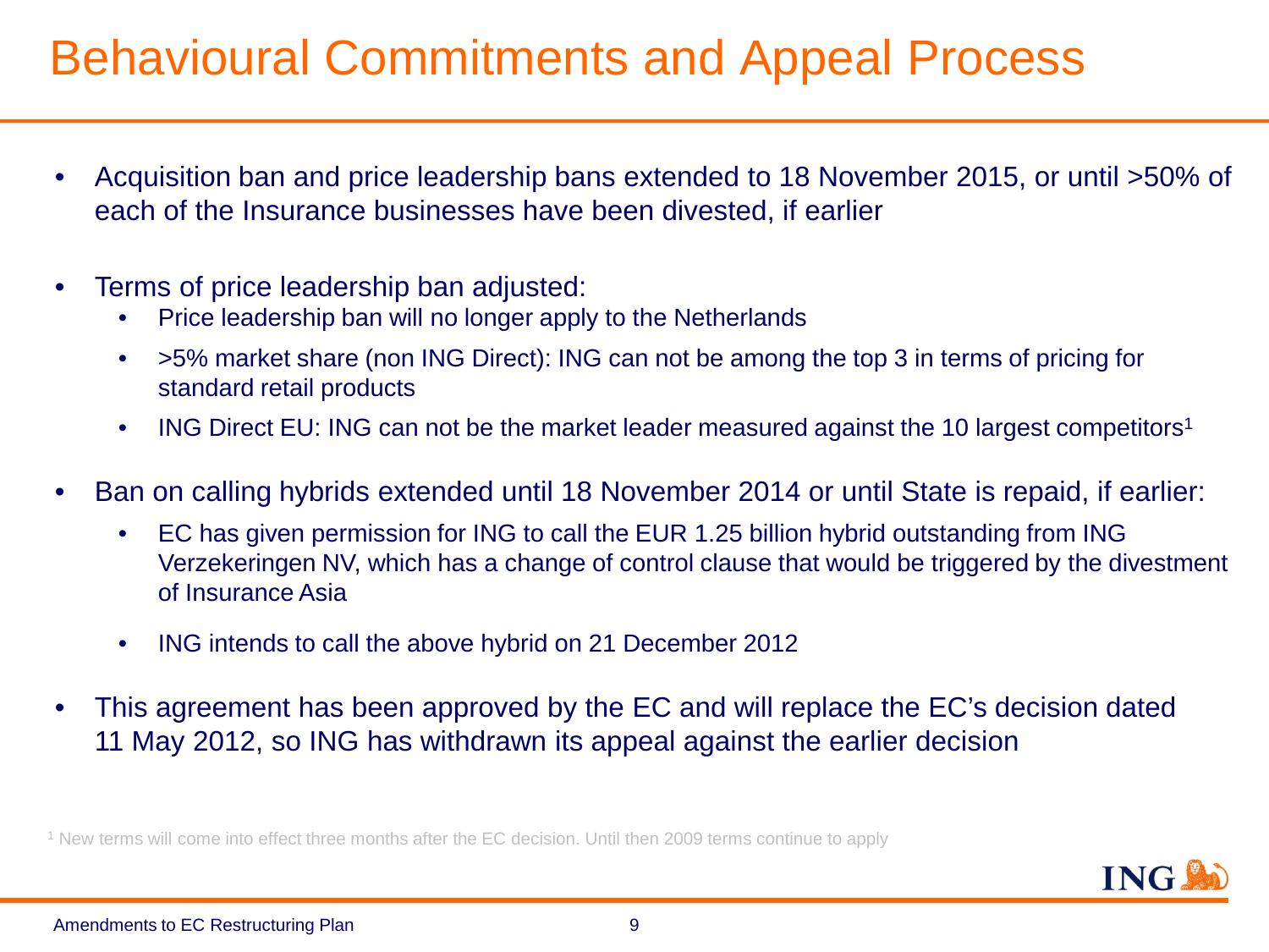# Behavioural Commitments and Appeal Process

- Acquisition ban and price leadership bans extended to 18 November 2015, or until >50% of each of the Insurance businesses have been divested, if earlier
- Terms of price leadership ban adjusted:
  - Price leadership ban will no longer apply to the Netherlands
  - >5% market share (non ING Direct): ING can not be among the top 3 in terms of pricing for standard retail products
  - ING Direct EU: ING can not be the market leader measured against the 10 largest competitors[1]
- Ban on calling hybrids extended until 18 November 2014 or until State is repaid, if earlier:
  - EC has given permission for ING to call the EUR 1.25 billion hybrid outstanding from ING Verzekeringen NV, which has a change of control clause that would be triggered by the divestment of Insurance Asia
  - ING intends to call the above hybrid on 21 December 2012
- This agreement has been approved by the EC and will replace the EC's decision dated 11 May 2012, so ING has withdrawn its appeal against the earlier decision

[1] New terms will come into effect three months after the EC decision. Until then 2009 terms continue to apply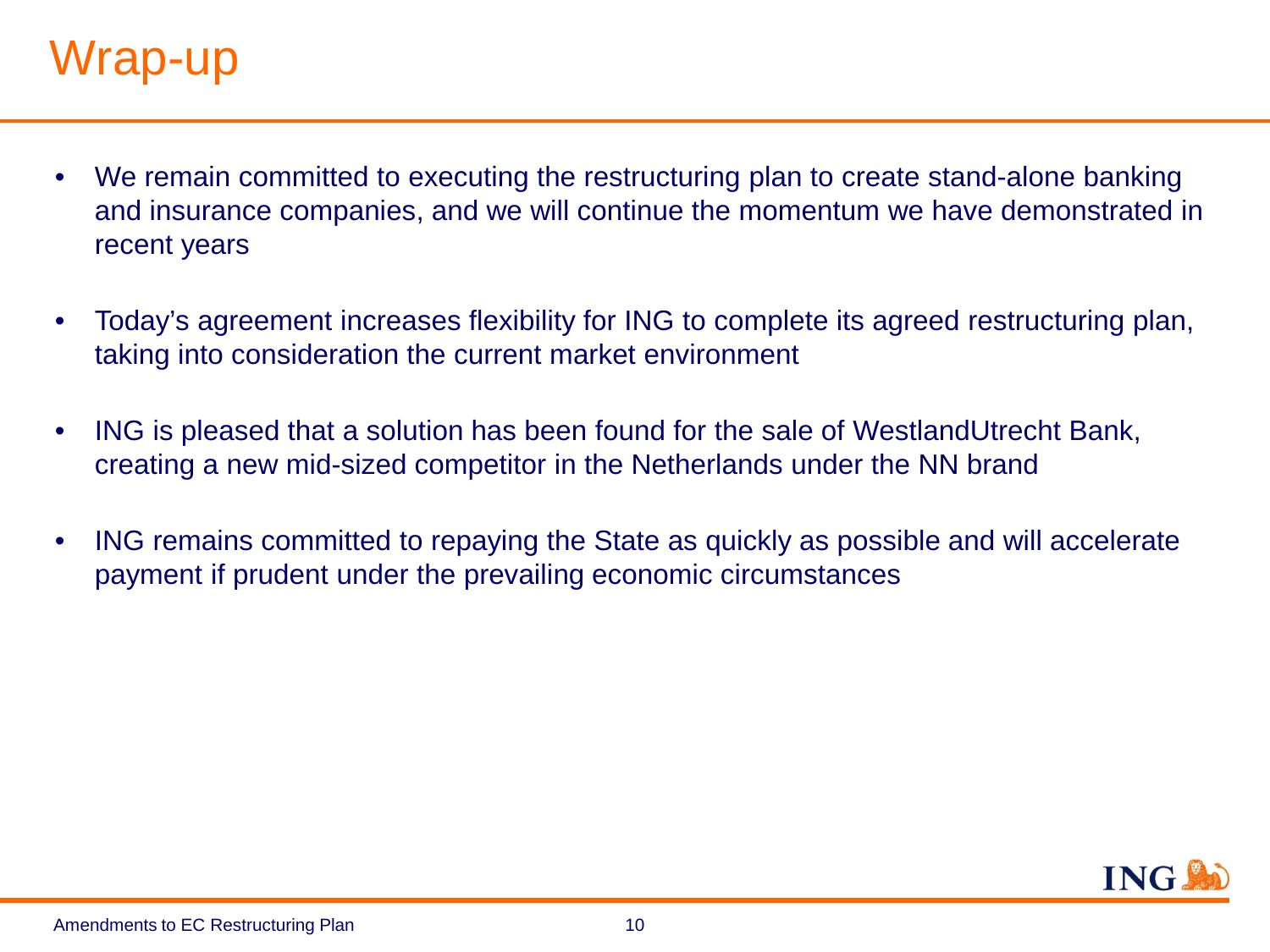# Wrap-up

- We remain committed to executing the restructuring plan to create stand-alone banking and insurance companies, and we will continue the momentum we have demonstrated in recent years
- Today's agreement increases flexibility for ING to complete its agreed restructuring plan, taking into consideration the current market environment
- ING is pleased that a solution has been found for the sale of WestlandUtrecht Bank, creating a new mid-sized competitor in the Netherlands under the NN brand
- ING remains committed to repaying the State as quickly as possible and will accelerate payment if prudent under the prevailing economic circumstances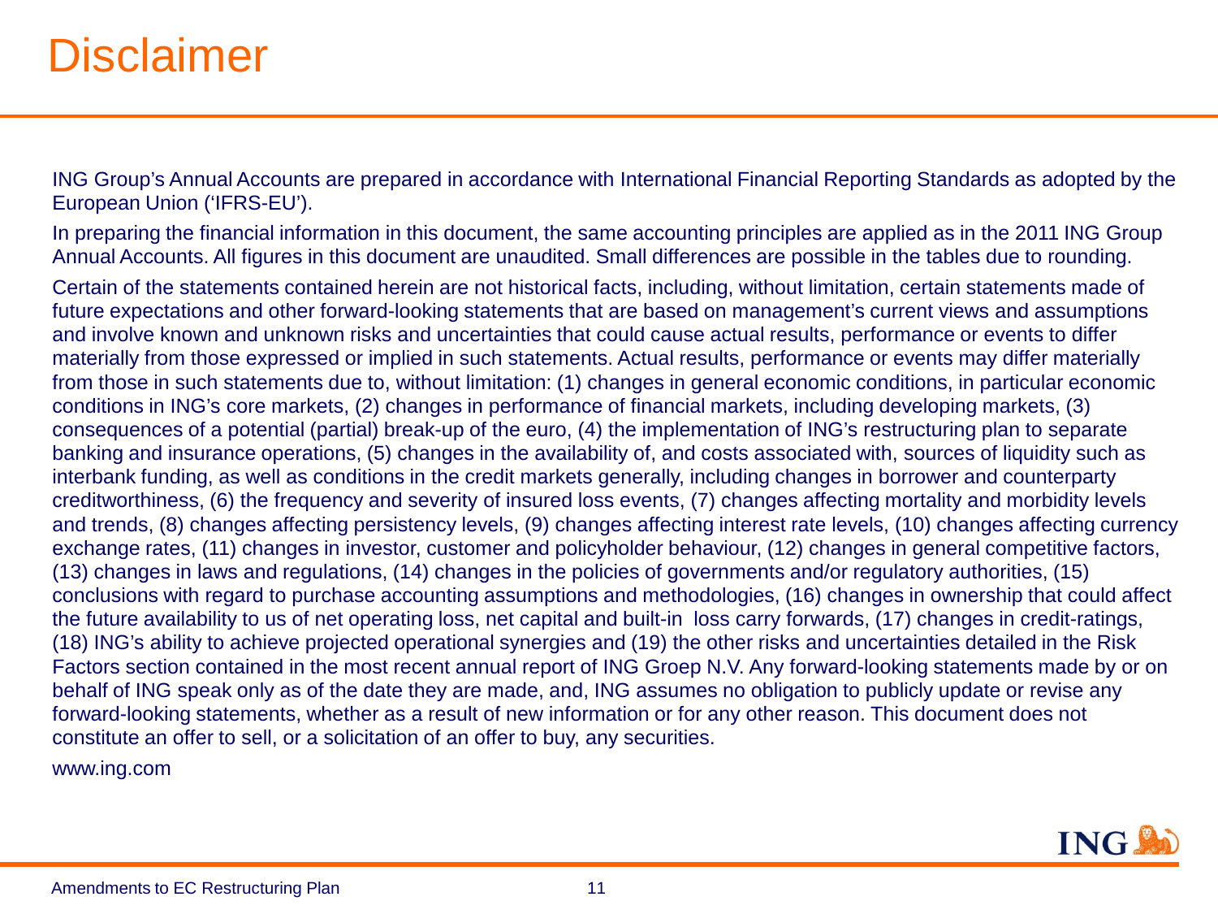# Disclaimer

ING Group's Annual Accounts are prepared in accordance with International Financial Reporting Standards as adopted by the European Union ('IFRS-EU').

In preparing the financial information in this document, the same accounting principles are applied as in the 2011 ING Group Annual Accounts. All figures in this document are unaudited. Small differences are possible in the tables due to rounding.

Certain of the statements contained herein are not historical facts, including, without limitation, certain statements made of future expectations and other forward-looking statements that are based on management's current views and assumptions and involve known and unknown risks and uncertainties that could cause actual results, performance or events to differ materially from those expressed or implied in such statements. Actual results, performance or events may differ materially from those in such statements due to, without limitation: (1) changes in general economic conditions, in particular economic conditions in ING's core markets, (2) changes in performance of financial markets, including developing markets, (3) consequences of a potential (partial) break-up of the euro, (4) the implementation of ING's restructuring plan to separate banking and insurance operations, (5) changes in the availability of, and costs associated with, sources of liquidity such as interbank funding, as well as conditions in the credit markets generally, including changes in borrower and counterparty creditworthiness, (6) the frequency and severity of insured loss events, (7) changes affecting mortality and morbidity levels and trends, (8) changes affecting persistency levels, (9) changes affecting interest rate levels, (10) changes affecting currency exchange rates, (11) changes in investor, customer and policyholder behaviour, (12) changes in general competitive factors, (13) changes in laws and regulations, (14) changes in the policies of governments and/or regulatory authorities, (15) conclusions with regard to purchase accounting assumptions and methodologies, (16) changes in ownership that could affect the future availability to us of net operating loss, net capital and built-in loss carry forwards, (17) changes in credit-ratings, (18) ING's ability to achieve projected operational synergies and (19) the other risks and uncertainties detailed in the Risk Factors section contained in the most recent annual report of ING Groep N.V. Any forward-looking statements made by or on behalf of ING speak only as of the date they are made, and, ING assumes no obligation to publicly update or revise any forward-looking statements, whether as a result of new information or for any other reason. This document does not constitute an offer to sell, or a solicitation of an offer to buy, any securities.

www.ing.com